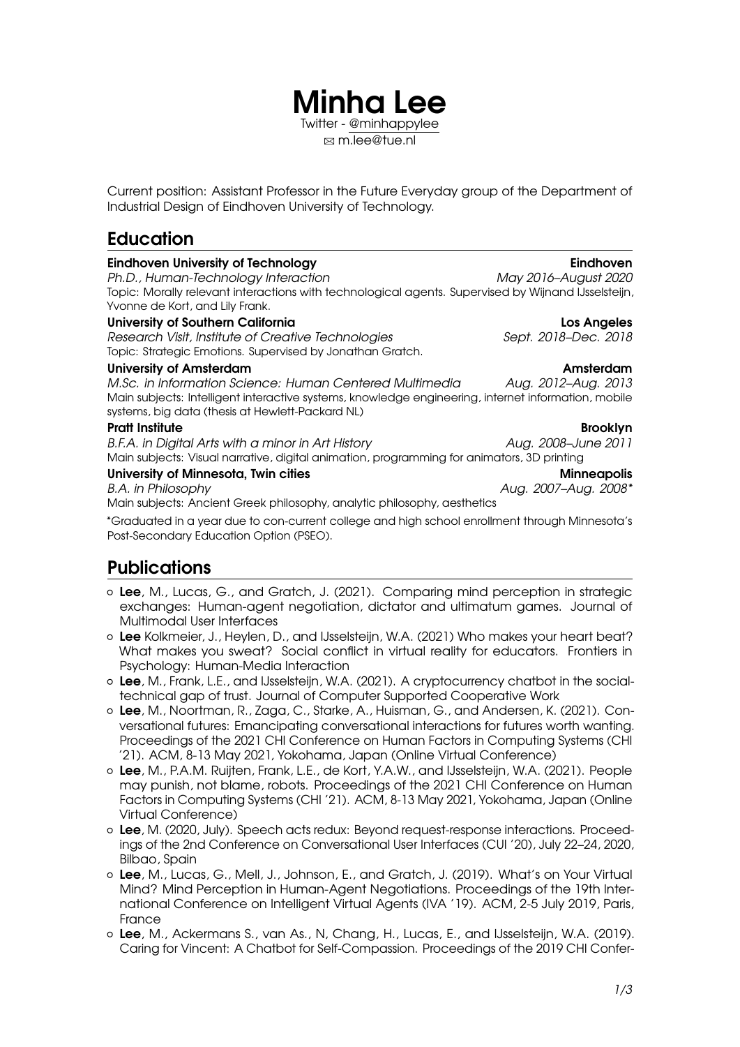# Minha Lee

Twitter - @minhappylee

✉ m.lee@tue.nl

Current position: Assistant Professor in the Future Everyday group of the Department of Industrial Design of Eindhoven University of Technology.

## Education

**Eindhoven University of Technology** — **Eindhoven**
*Ph.D., Human-Technology Interaction* — *May 2016–August 2020*
Topic: Morally relevant interactions with technological agents. Supervised by Wijnand IJsselsteijn, Yvonne de Kort, and Lily Frank.

**University of Southern California** — **Los Angeles**
*Research Visit, Institute of Creative Technologies* — *Sept. 2018–Dec. 2018*
Topic: Strategic Emotions. Supervised by Jonathan Gratch.

**University of Amsterdam** — **Amsterdam**
*M.Sc. in Information Science: Human Centered Multimedia* — *Aug. 2012–Aug. 2013*
Main subjects: Intelligent interactive systems, knowledge engineering, internet information, mobile systems, big data (thesis at Hewlett-Packard NL)

**Pratt Institute** — **Brooklyn**
*B.F.A. in Digital Arts with a minor in Art History* — *Aug. 2008–June 2011*
Main subjects: Visual narrative, digital animation, programming for animators, 3D printing

**University of Minnesota, Twin cities** — **Minneapolis**
*B.A. in Philosophy* — *Aug. 2007–Aug. 2008**
Main subjects: Ancient Greek philosophy, analytic philosophy, aesthetics

*Graduated in a year due to con-current college and high school enrollment through Minnesota's Post-Secondary Education Option (PSEO).

## Publications

- **Lee**, M., Lucas, G., and Gratch, J. (2021). Comparing mind perception in strategic exchanges: Human-agent negotiation, dictator and ultimatum games. Journal of Multimodal User Interfaces
- **Lee** Kolkmeier, J., Heylen, D., and IJsselsteijn, W.A. (2021) Who makes your heart beat? What makes you sweat? Social conflict in virtual reality for educators. Frontiers in Psychology: Human-Media Interaction
- **Lee**, M., Frank, L.E., and IJsselsteijn, W.A. (2021). A cryptocurrency chatbot in the social-technical gap of trust. Journal of Computer Supported Cooperative Work
- **Lee**, M., Noortman, R., Zaga, C., Starke, A., Huisman, G., and Andersen, K. (2021). Conversational futures: Emancipating conversational interactions for futures worth wanting. Proceedings of the 2021 CHI Conference on Human Factors in Computing Systems (CHI '21). ACM, 8-13 May 2021, Yokohama, Japan (Online Virtual Conference)
- **Lee**, M., P.A.M. Ruijten, Frank, L.E., de Kort, Y.A.W., and IJsselsteijn, W.A. (2021). People may punish, not blame, robots. Proceedings of the 2021 CHI Conference on Human Factors in Computing Systems (CHI '21). ACM, 8-13 May 2021, Yokohama, Japan (Online Virtual Conference)
- **Lee**, M. (2020, July). Speech acts redux: Beyond request-response interactions. Proceedings of the 2nd Conference on Conversational User Interfaces (CUI '20), July 22–24, 2020, Bilbao, Spain
- **Lee**, M., Lucas, G., Mell, J., Johnson, E., and Gratch, J. (2019). What's on Your Virtual Mind? Mind Perception in Human-Agent Negotiations. Proceedings of the 19th International Conference on Intelligent Virtual Agents (IVA '19). ACM, 2-5 July 2019, Paris, France
- **Lee**, M., Ackermans S., van As., N, Chang, H., Lucas, E., and IJsselsteijn, W.A. (2019). Caring for Vincent: A Chatbot for Self-Compassion. Proceedings of the 2019 CHI Confer-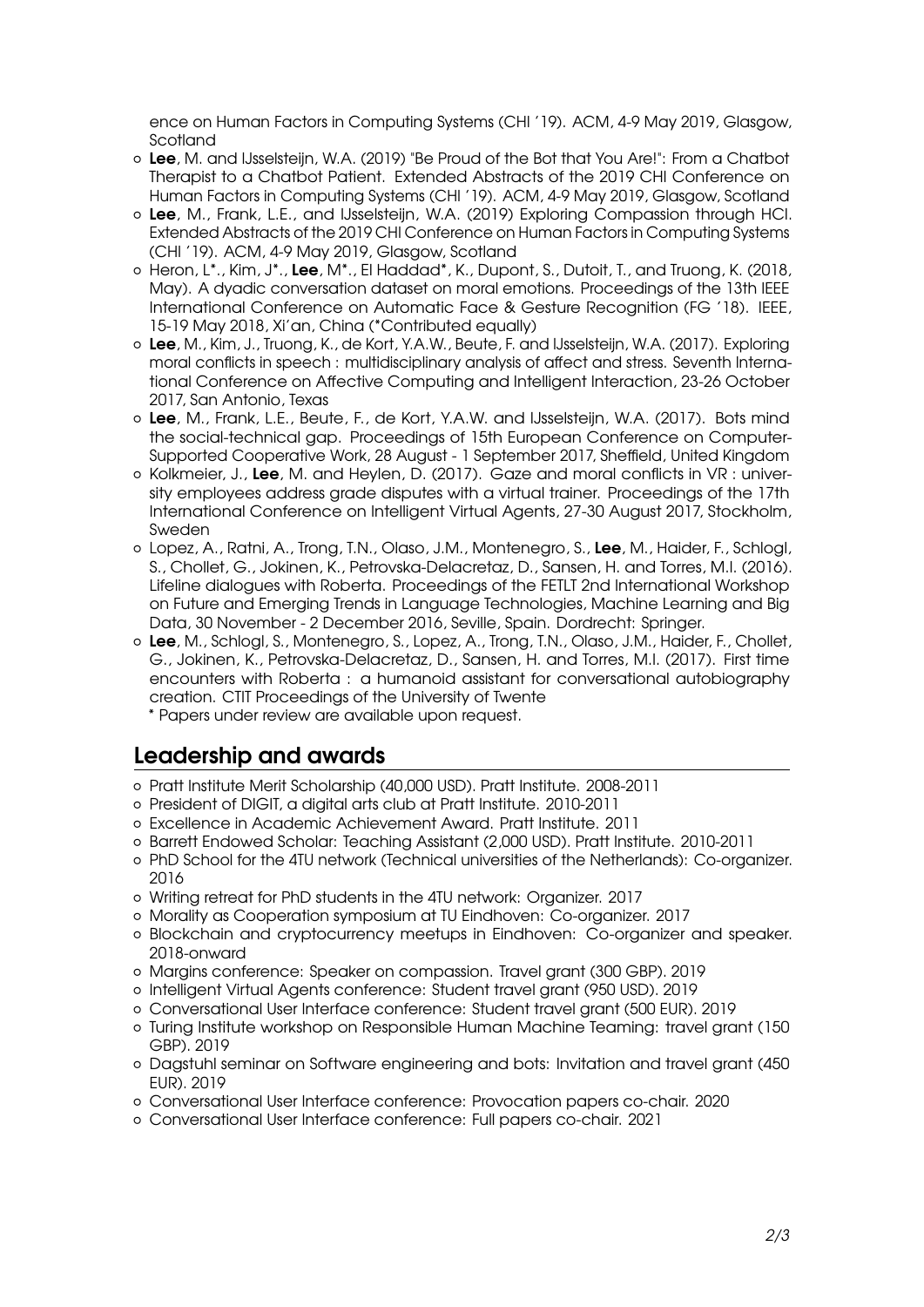ence on Human Factors in Computing Systems (CHI '19). ACM, 4-9 May 2019, Glasgow, Scotland

- **Lee**, M. and IJsselsteijn, W.A. (2019) "Be Proud of the Bot that You Are!": From a Chatbot Therapist to a Chatbot Patient. Extended Abstracts of the 2019 CHI Conference on Human Factors in Computing Systems (CHI '19). ACM, 4-9 May 2019, Glasgow, Scotland
- **Lee**, M., Frank, L.E., and IJsselsteijn, W.A. (2019) Exploring Compassion through HCI. Extended Abstracts of the 2019 CHI Conference on Human Factors in Computing Systems (CHI '19). ACM, 4-9 May 2019, Glasgow, Scotland
- Heron, L*., Kim, J*., **Lee**, M*., El Haddad*, K., Dupont, S., Dutoit, T., and Truong, K. (2018, May). A dyadic conversation dataset on moral emotions. Proceedings of the 13th IEEE International Conference on Automatic Face & Gesture Recognition (FG '18). IEEE, 15-19 May 2018, Xi'an, China (*Contributed equally)
- **Lee**, M., Kim, J., Truong, K., de Kort, Y.A.W., Beute, F. and IJsselsteijn, W.A. (2017). Exploring moral conflicts in speech : multidisciplinary analysis of affect and stress. Seventh International Conference on Affective Computing and Intelligent Interaction, 23-26 October 2017, San Antonio, Texas
- **Lee**, M., Frank, L.E., Beute, F., de Kort, Y.A.W. and IJsselsteijn, W.A. (2017). Bots mind the social-technical gap. Proceedings of 15th European Conference on Computer-Supported Cooperative Work, 28 August - 1 September 2017, Sheffield, United Kingdom
- Kolkmeier, J., **Lee**, M. and Heylen, D. (2017). Gaze and moral conflicts in VR : university employees address grade disputes with a virtual trainer. Proceedings of the 17th International Conference on Intelligent Virtual Agents, 27-30 August 2017, Stockholm, Sweden
- Lopez, A., Ratni, A., Trong, T.N., Olaso, J.M., Montenegro, S., **Lee**, M., Haider, F., Schlogl, S., Chollet, G., Jokinen, K., Petrovska-Delacretaz, D., Sansen, H. and Torres, M.I. (2016). Lifeline dialogues with Roberta. Proceedings of the FETLT 2nd International Workshop on Future and Emerging Trends in Language Technologies, Machine Learning and Big Data, 30 November - 2 December 2016, Seville, Spain. Dordrecht: Springer.
- **Lee**, M., Schlogl, S., Montenegro, S., Lopez, A., Trong, T.N., Olaso, J.M., Haider, F., Chollet, G., Jokinen, K., Petrovska-Delacretaz, D., Sansen, H. and Torres, M.I. (2017). First time encounters with Roberta : a humanoid assistant for conversational autobiography creation. CTIT Proceedings of the University of Twente

  * Papers under review are available upon request.

## Leadership and awards

- Pratt Institute Merit Scholarship (40,000 USD). Pratt Institute. 2008-2011
- President of DIGIT, a digital arts club at Pratt Institute. 2010-2011
- Excellence in Academic Achievement Award. Pratt Institute. 2011
- Barrett Endowed Scholar: Teaching Assistant (2,000 USD). Pratt Institute. 2010-2011
- PhD School for the 4TU network (Technical universities of the Netherlands): Co-organizer. 2016
- Writing retreat for PhD students in the 4TU network: Organizer. 2017
- Morality as Cooperation symposium at TU Eindhoven: Co-organizer. 2017
- Blockchain and cryptocurrency meetups in Eindhoven: Co-organizer and speaker. 2018-onward
- Margins conference: Speaker on compassion. Travel grant (300 GBP). 2019
- Intelligent Virtual Agents conference: Student travel grant (950 USD). 2019
- Conversational User Interface conference: Student travel grant (500 EUR). 2019
- Turing Institute workshop on Responsible Human Machine Teaming: travel grant (150 GBP). 2019
- Dagstuhl seminar on Software engineering and bots: Invitation and travel grant (450 EUR). 2019
- Conversational User Interface conference: Provocation papers co-chair. 2020
- Conversational User Interface conference: Full papers co-chair. 2021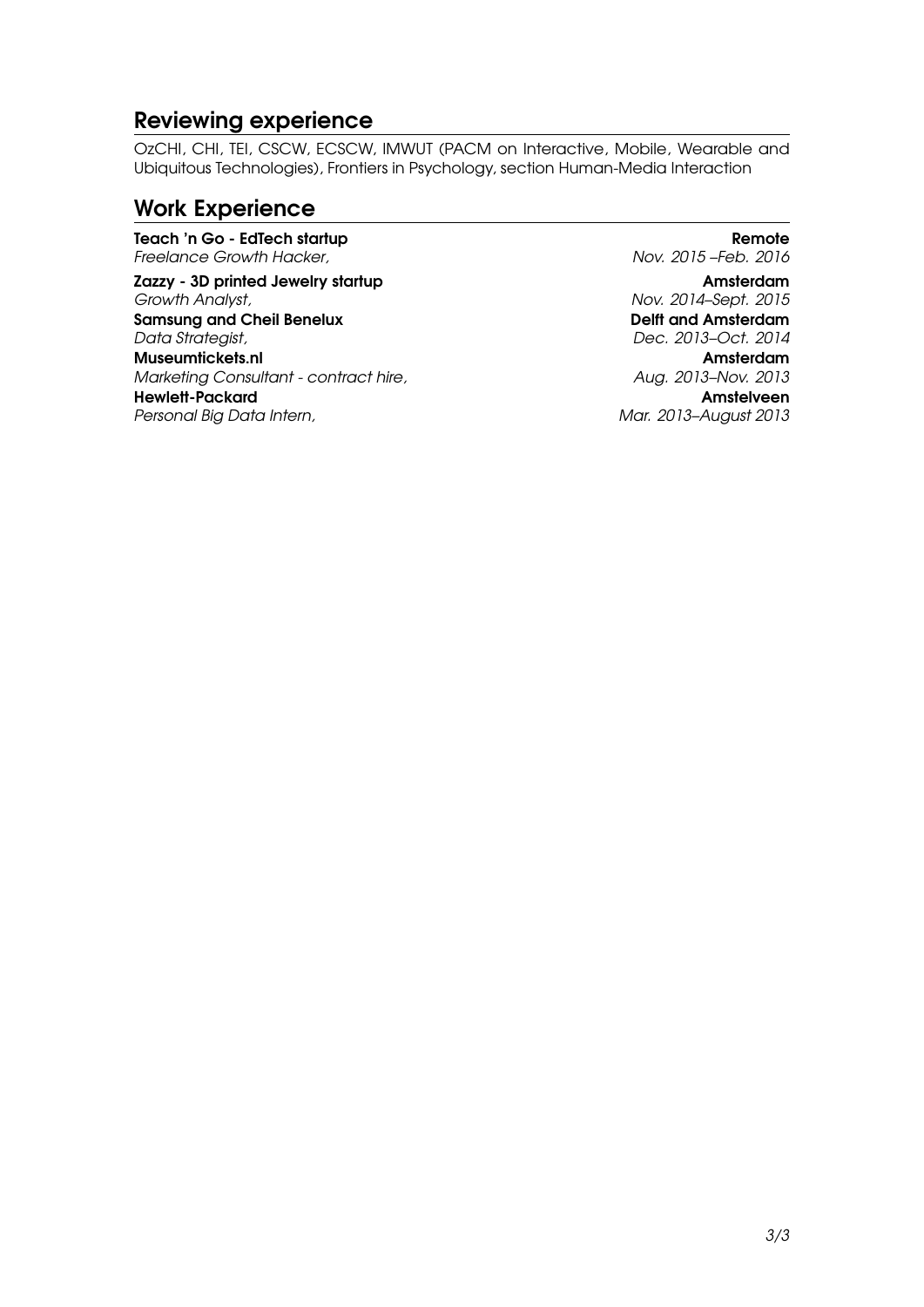## Reviewing experience

OzCHI, CHI, TEI, CSCW, ECSCW, IMWUT (PACM on Interactive, Mobile, Wearable and Ubiquitous Technologies), Frontiers in Psychology, section Human-Media Interaction

## Work Experience

**Teach 'n Go - EdTech startup** — **Remote**
*Freelance Growth Hacker,* — *Nov. 2015 –Feb. 2016*

**Zazzy - 3D printed Jewelry startup** — **Amsterdam**
*Growth Analyst,* — *Nov. 2014–Sept. 2015*

**Samsung and Cheil Benelux** — **Delft and Amsterdam**
*Data Strategist,* — *Dec. 2013–Oct. 2014*

**Museumtickets.nl** — **Amsterdam**
*Marketing Consultant - contract hire,* — *Aug. 2013–Nov. 2013*

**Hewlett-Packard** — **Amstelveen**
*Personal Big Data Intern,* — *Mar. 2013–August 2013*